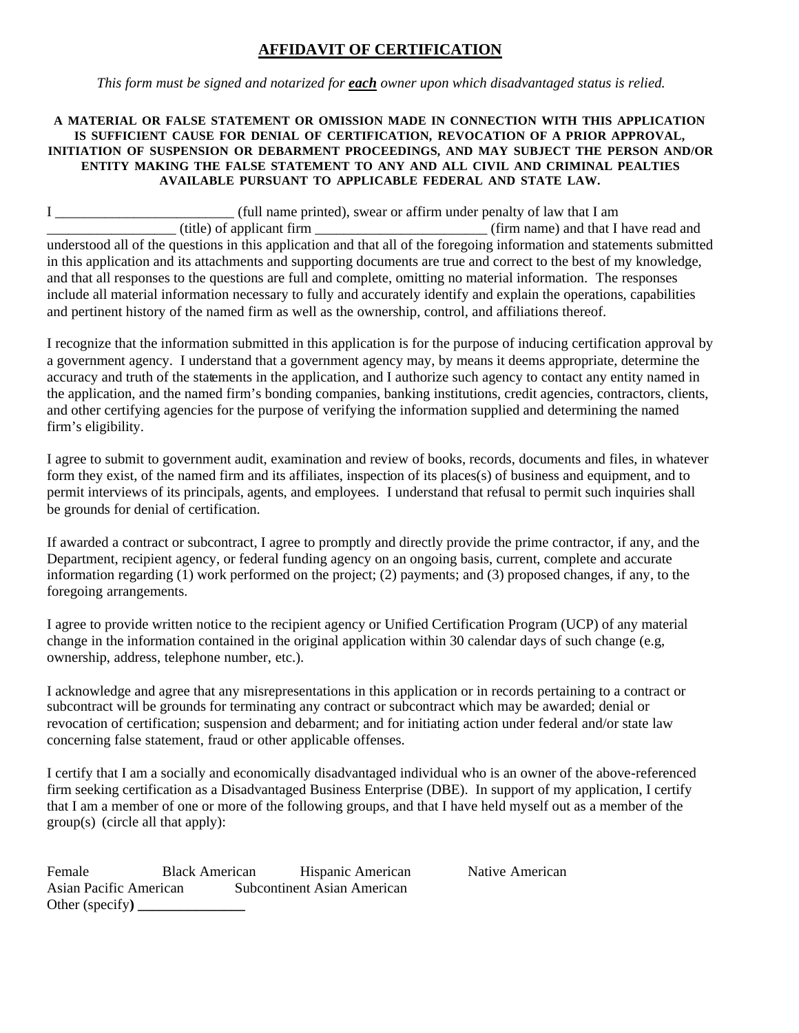# AFFIDAVIT OF CERTIFICATION

*This form must be signed and notarized for* ***each*** *owner upon which disadvantaged status is relied.*

**A MATERIAL OR FALSE STATEMENT OR OMISSION MADE IN CONNECTION WITH THIS APPLICATION IS SUFFICIENT CAUSE FOR DENIAL OF CERTIFICATION, REVOCATION OF A PRIOR APPROVAL, INITIATION OF SUSPENSION OR DEBARMENT PROCEEDINGS, AND MAY SUBJECT THE PERSON AND/OR ENTITY MAKING THE FALSE STATEMENT TO ANY AND ALL CIVIL AND CRIMINAL PEALTIES AVAILABLE PURSUANT TO APPLICABLE FEDERAL AND STATE LAW.**

I _________________________ (full name printed), swear or affirm under penalty of law that I am __________________ (title) of applicant firm ________________________ (firm name) and that I have read and understood all of the questions in this application and that all of the foregoing information and statements submitted in this application and its attachments and supporting documents are true and correct to the best of my knowledge, and that all responses to the questions are full and complete, omitting no material information. The responses include all material information necessary to fully and accurately identify and explain the operations, capabilities and pertinent history of the named firm as well as the ownership, control, and affiliations thereof.

I recognize that the information submitted in this application is for the purpose of inducing certification approval by a government agency. I understand that a government agency may, by means it deems appropriate, determine the accuracy and truth of the statements in the application, and I authorize such agency to contact any entity named in the application, and the named firm's bonding companies, banking institutions, credit agencies, contractors, clients, and other certifying agencies for the purpose of verifying the information supplied and determining the named firm's eligibility.

I agree to submit to government audit, examination and review of books, records, documents and files, in whatever form they exist, of the named firm and its affiliates, inspection of its places(s) of business and equipment, and to permit interviews of its principals, agents, and employees. I understand that refusal to permit such inquiries shall be grounds for denial of certification.

If awarded a contract or subcontract, I agree to promptly and directly provide the prime contractor, if any, and the Department, recipient agency, or federal funding agency on an ongoing basis, current, complete and accurate information regarding (1) work performed on the project; (2) payments; and (3) proposed changes, if any, to the foregoing arrangements.

I agree to provide written notice to the recipient agency or Unified Certification Program (UCP) of any material change in the information contained in the original application within 30 calendar days of such change (e.g, ownership, address, telephone number, etc.).

I acknowledge and agree that any misrepresentations in this application or in records pertaining to a contract or subcontract will be grounds for terminating any contract or subcontract which may be awarded; denial or revocation of certification; suspension and debarment; and for initiating action under federal and/or state law concerning false statement, fraud or other applicable offenses.

I certify that I am a socially and economically disadvantaged individual who is an owner of the above-referenced firm seeking certification as a Disadvantaged Business Enterprise (DBE). In support of my application, I certify that I am a member of one or more of the following groups, and that I have held myself out as a member of the group(s) (circle all that apply):

Female    Black American    Hispanic American    Native American
Asian Pacific American    Subcontinent Asian American
Other (specify) _______________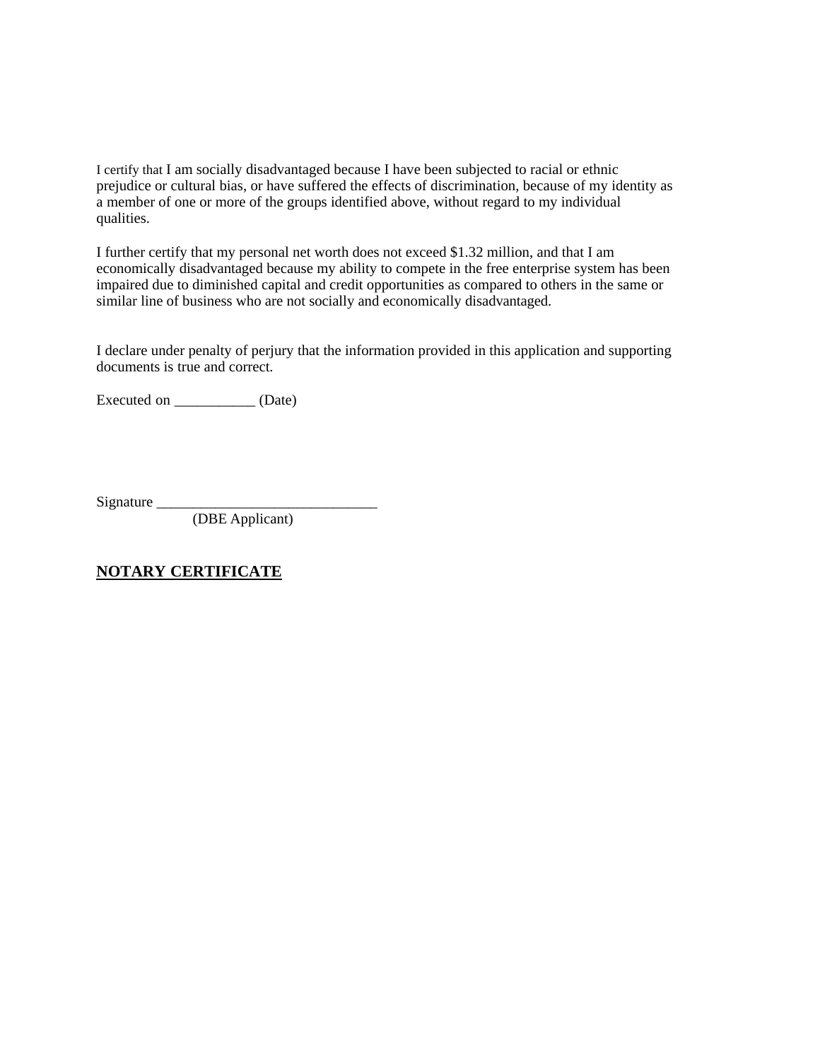I certify that I am socially disadvantaged because I have been subjected to racial or ethnic prejudice or cultural bias, or have suffered the effects of discrimination, because of my identity as a member of one or more of the groups identified above, without regard to my individual qualities.

I further certify that my personal net worth does not exceed $1.32 million, and that I am economically disadvantaged because my ability to compete in the free enterprise system has been impaired due to diminished capital and credit opportunities as compared to others in the same or similar line of business who are not socially and economically disadvantaged.

I declare under penalty of perjury that the information provided in this application and supporting documents is true and correct.

Executed on ___________ (Date)

Signature ______________________________
(DBE Applicant)

**NOTARY CERTIFICATE**